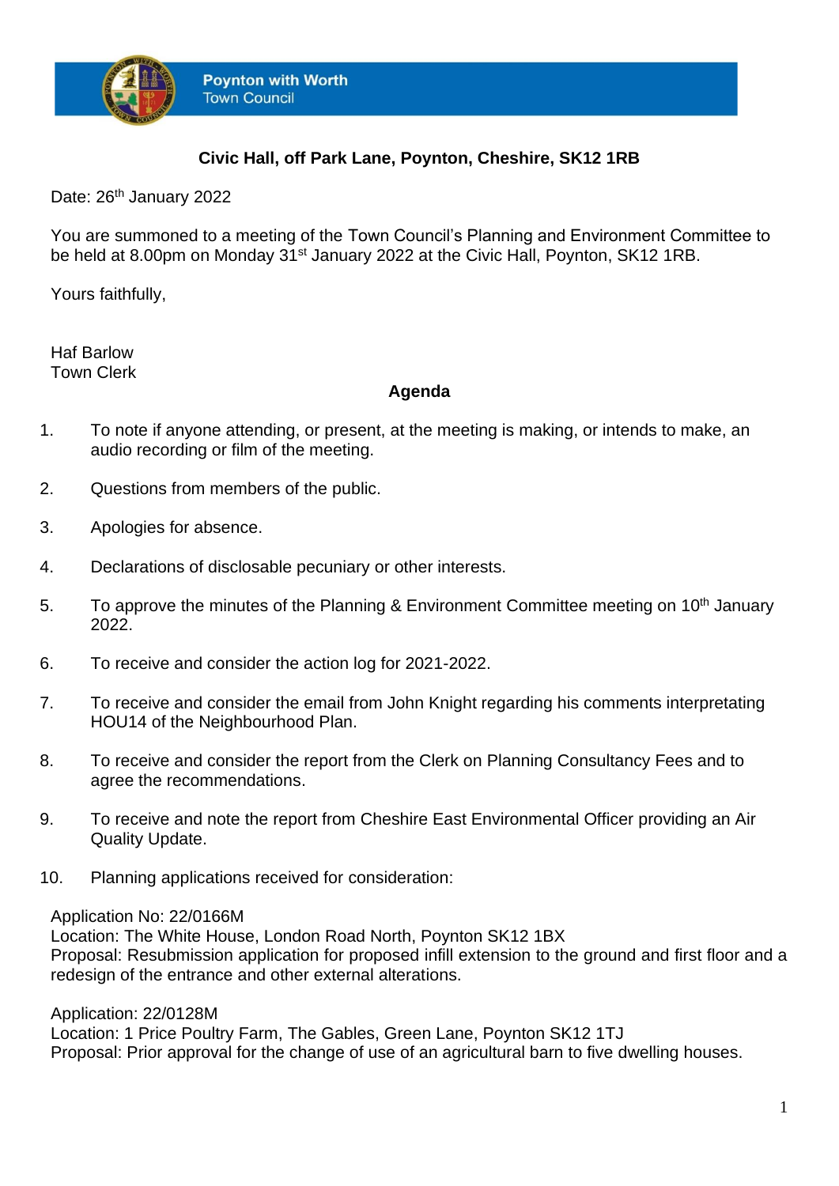**Poynton with Worth**
Town Council

**Civic Hall, off Park Lane, Poynton, Cheshire, SK12 1RB**

Date: 26th January 2022

You are summoned to a meeting of the Town Council's Planning and Environment Committee to be held at 8.00pm on Monday 31st January 2022 at the Civic Hall, Poynton, SK12 1RB.

Yours faithfully,

Haf Barlow
Town Clerk

## Agenda

1. To note if anyone attending, or present, at the meeting is making, or intends to make, an audio recording or film of the meeting.

2. Questions from members of the public.

3. Apologies for absence.

4. Declarations of disclosable pecuniary or other interests.

5. To approve the minutes of the Planning & Environment Committee meeting on 10th January 2022.

6. To receive and consider the action log for 2021-2022.

7. To receive and consider the email from John Knight regarding his comments interpreting HOU14 of the Neighbourhood Plan.

8. To receive and consider the report from the Clerk on Planning Consultancy Fees and to agree the recommendations.

9. To receive and note the report from Cheshire East Environmental Officer providing an Air Quality Update.

10. Planning applications received for consideration:

Application No: 22/0166M
Location: The White House, London Road North, Poynton SK12 1BX
Proposal: Resubmission application for proposed infill extension to the ground and first floor and a redesign of the entrance and other external alterations.

Application: 22/0128M
Location: 1 Price Poultry Farm, The Gables, Green Lane, Poynton SK12 1TJ
Proposal: Prior approval for the change of use of an agricultural barn to five dwelling houses.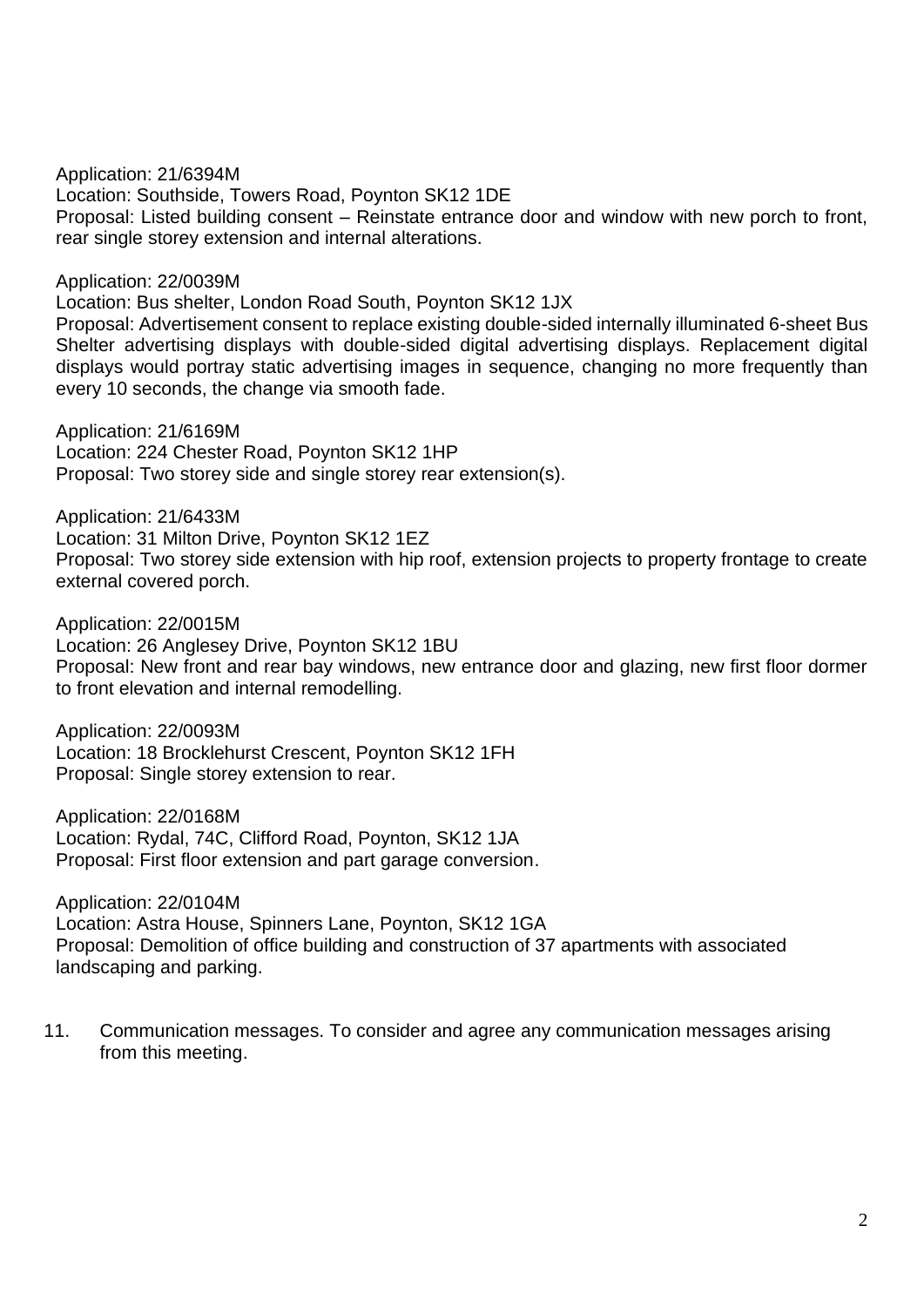Application: 21/6394M
Location: Southside, Towers Road, Poynton SK12 1DE
Proposal: Listed building consent – Reinstate entrance door and window with new porch to front, rear single storey extension and internal alterations.

Application: 22/0039M
Location: Bus shelter, London Road South, Poynton SK12 1JX
Proposal: Advertisement consent to replace existing double-sided internally illuminated 6-sheet Bus Shelter advertising displays with double-sided digital advertising displays. Replacement digital displays would portray static advertising images in sequence, changing no more frequently than every 10 seconds, the change via smooth fade.

Application: 21/6169M
Location: 224 Chester Road, Poynton SK12 1HP
Proposal: Two storey side and single storey rear extension(s).

Application: 21/6433M
Location: 31 Milton Drive, Poynton SK12 1EZ
Proposal: Two storey side extension with hip roof, extension projects to property frontage to create external covered porch.

Application: 22/0015M
Location: 26 Anglesey Drive, Poynton SK12 1BU
Proposal: New front and rear bay windows, new entrance door and glazing, new first floor dormer to front elevation and internal remodelling.

Application: 22/0093M
Location: 18 Brocklehurst Crescent, Poynton SK12 1FH
Proposal: Single storey extension to rear.

Application: 22/0168M
Location: Rydal, 74C, Clifford Road, Poynton, SK12 1JA
Proposal: First floor extension and part garage conversion.

Application: 22/0104M
Location: Astra House, Spinners Lane, Poynton, SK12 1GA
Proposal: Demolition of office building and construction of 37 apartments with associated landscaping and parking.

11. Communication messages. To consider and agree any communication messages arising from this meeting.